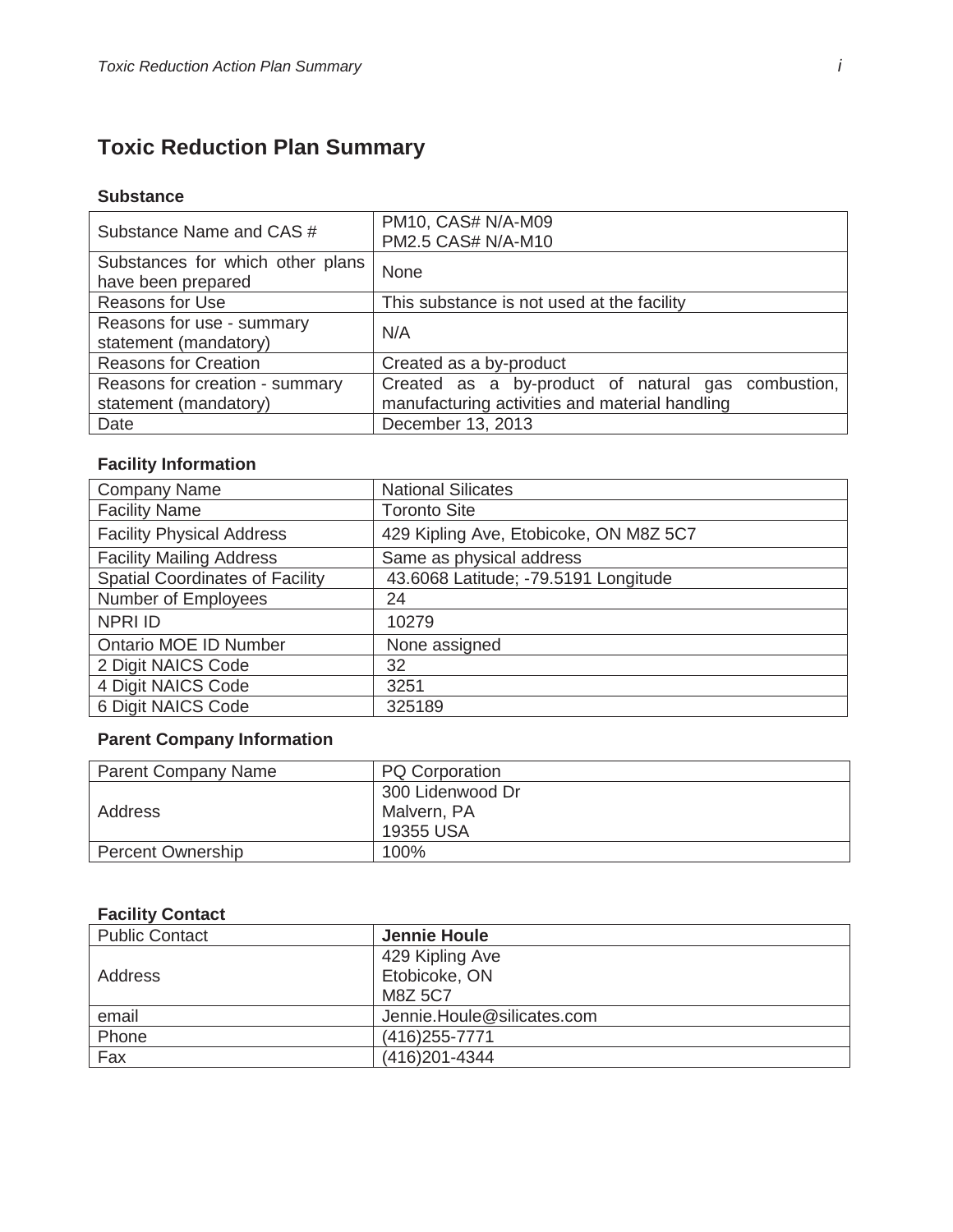# Toxic Reduction Plan Summary

### Substance

| | |
|---|---|
| Substance Name and CAS # | PM10, CAS# N/A-M09<br>PM2.5 CAS# N/A-M10 |
| Substances for which other plans have been prepared | None |
| Reasons for Use | This substance is not used at the facility |
| Reasons for use - summary statement (mandatory) | N/A |
| Reasons for Creation | Created as a by-product |
| Reasons for creation - summary statement (mandatory) | Created as a by-product of natural gas combustion, manufacturing activities and material handling |
| Date | December 13, 2013 |

### Facility Information

| | |
|---|---|
| Company Name | National Silicates |
| Facility Name | Toronto Site |
| Facility Physical Address | 429 Kipling Ave, Etobicoke, ON M8Z 5C7 |
| Facility Mailing Address | Same as physical address |
| Spatial Coordinates of Facility | 43.6068 Latitude; -79.5191 Longitude |
| Number of Employees | 24 |
| NPRI ID | 10279 |
| Ontario MOE ID Number | None assigned |
| 2 Digit NAICS Code | 32 |
| 4 Digit NAICS Code | 3251 |
| 6 Digit NAICS Code | 325189 |

### Parent Company Information

| | |
|---|---|
| Parent Company Name | PQ Corporation |
| Address | 300 Lidenwood Dr<br>Malvern, PA<br>19355 USA |
| Percent Ownership | 100% |

### Facility Contact

| | |
|---|---|
| Public Contact | **Jennie Houle** |
| Address | 429 Kipling Ave<br>Etobicoke, ON<br>M8Z 5C7 |
| email | Jennie.Houle@silicates.com |
| Phone | (416)255-7771 |
| Fax | (416)201-4344 |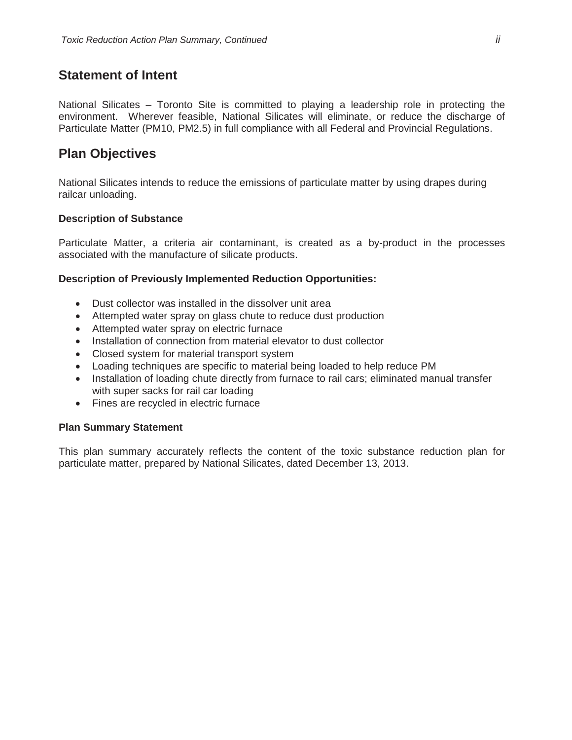## Statement of Intent

National Silicates – Toronto Site is committed to playing a leadership role in protecting the environment. Wherever feasible, National Silicates will eliminate, or reduce the discharge of Particulate Matter (PM10, PM2.5) in full compliance with all Federal and Provincial Regulations.

## Plan Objectives

National Silicates intends to reduce the emissions of particulate matter by using drapes during railcar unloading.

**Description of Substance**

Particulate Matter, a criteria air contaminant, is created as a by-product in the processes associated with the manufacture of silicate products.

**Description of Previously Implemented Reduction Opportunities:**

- Dust collector was installed in the dissolver unit area
- Attempted water spray on glass chute to reduce dust production
- Attempted water spray on electric furnace
- Installation of connection from material elevator to dust collector
- Closed system for material transport system
- Loading techniques are specific to material being loaded to help reduce PM
- Installation of loading chute directly from furnace to rail cars; eliminated manual transfer with super sacks for rail car loading
- Fines are recycled in electric furnace

**Plan Summary Statement**

This plan summary accurately reflects the content of the toxic substance reduction plan for particulate matter, prepared by National Silicates, dated December 13, 2013.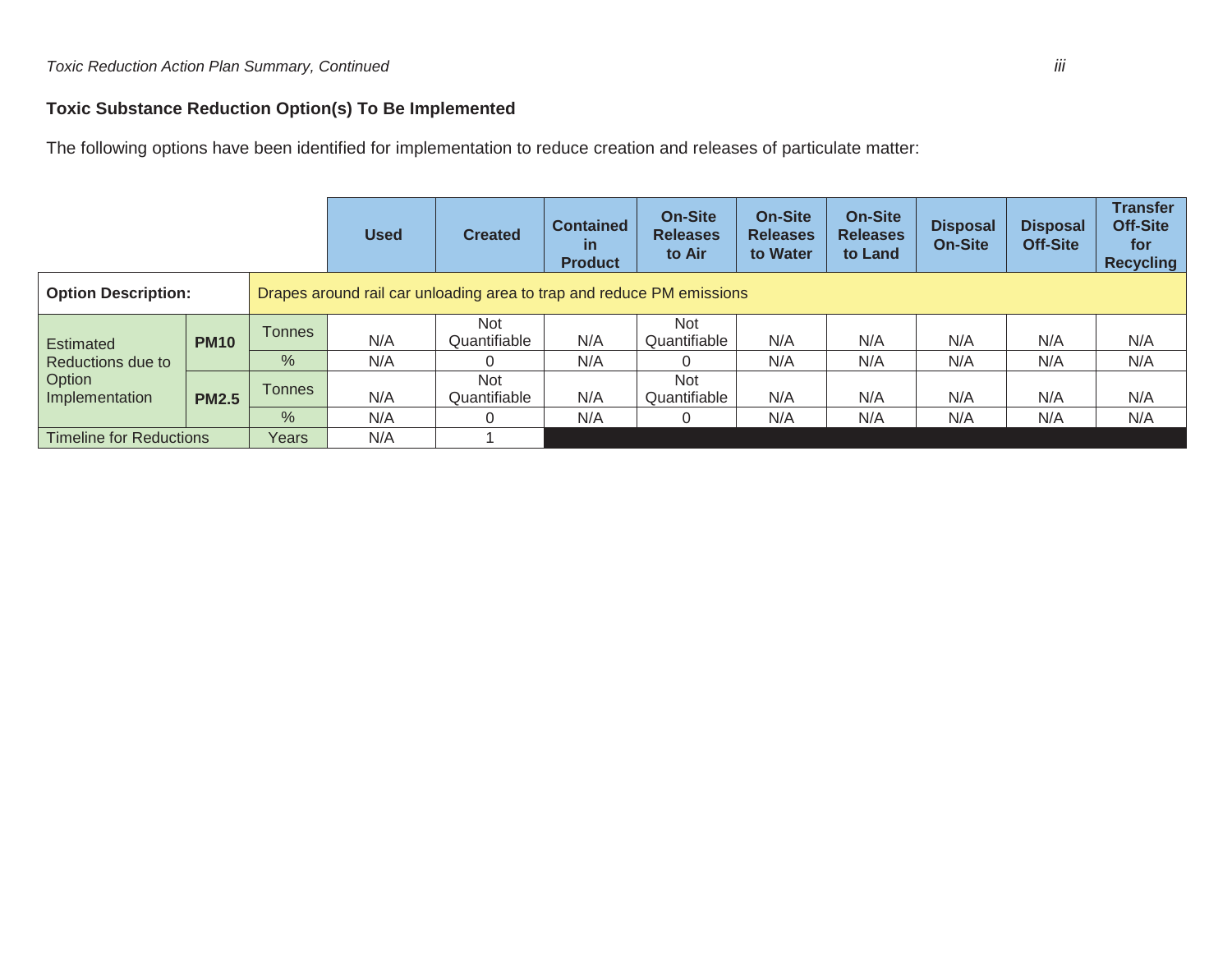## Toxic Substance Reduction Option(s) To Be Implemented

The following options have been identified for implementation to reduce creation and releases of particulate matter:

| | | | Used | Created | Contained in Product | On-Site Releases to Air | On-Site Releases to Water | On-Site Releases to Land | Disposal On-Site | Disposal Off-Site | Transfer Off-Site for Recycling |
|---|---|---|---|---|---|---|---|---|---|---|---|
| **Option Description:** | | Drapes around rail car unloading area to trap and reduce PM emissions | | | | | | | | | |
| Estimated Reductions due to Option Implementation | **PM10** | Tonnes | N/A | Not Quantifiable | N/A | Not Quantifiable | N/A | N/A | N/A | N/A | N/A |
| | | % | N/A | 0 | N/A | 0 | N/A | N/A | N/A | N/A | N/A |
| | **PM2.5** | Tonnes | N/A | Not Quantifiable | N/A | Not Quantifiable | N/A | N/A | N/A | N/A | N/A |
| | | % | N/A | 0 | N/A | 0 | N/A | N/A | N/A | N/A | N/A |
| Timeline for Reductions | | Years | N/A | 1 | | | | | | | |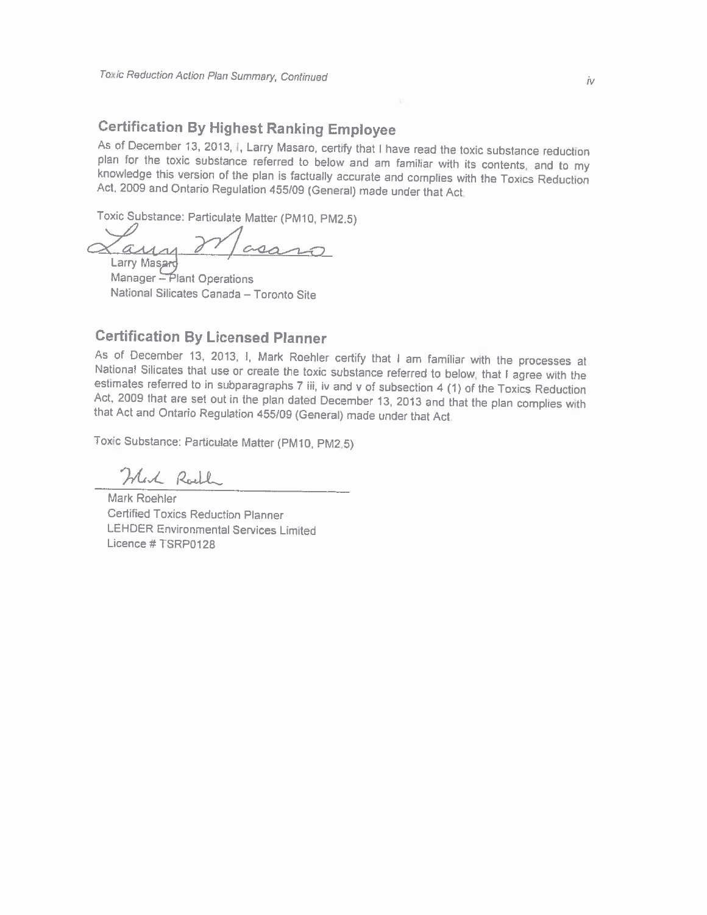## Certification By Highest Ranking Employee

As of December 13, 2013, I, Larry Masaro, certify that I have read the toxic substance reduction plan for the toxic substance referred to below and am familiar with its contents, and to my knowledge this version of the plan is factually accurate and complies with the Toxics Reduction Act, 2009 and Ontario Regulation 455/09 (General) made under that Act.

Toxic Substance: Particulate Matter (PM10, PM2.5)

Larry Masaro
Manager – Plant Operations
National Silicates Canada – Toronto Site

## Certification By Licensed Planner

As of December 13, 2013, I, Mark Roehler certify that I am familiar with the processes at National Silicates that use or create the toxic substance referred to below, that I agree with the estimates referred to in subparagraphs 7 iii, iv and v of subsection 4 (1) of the Toxics Reduction Act, 2009 that are set out in the plan dated December 13, 2013 and that the plan complies with that Act and Ontario Regulation 455/09 (General) made under that Act.

Toxic Substance: Particulate Matter (PM10, PM2.5)

Mark Roehler
Certified Toxics Reduction Planner
LEHDER Environmental Services Limited
Licence # TSRP0128